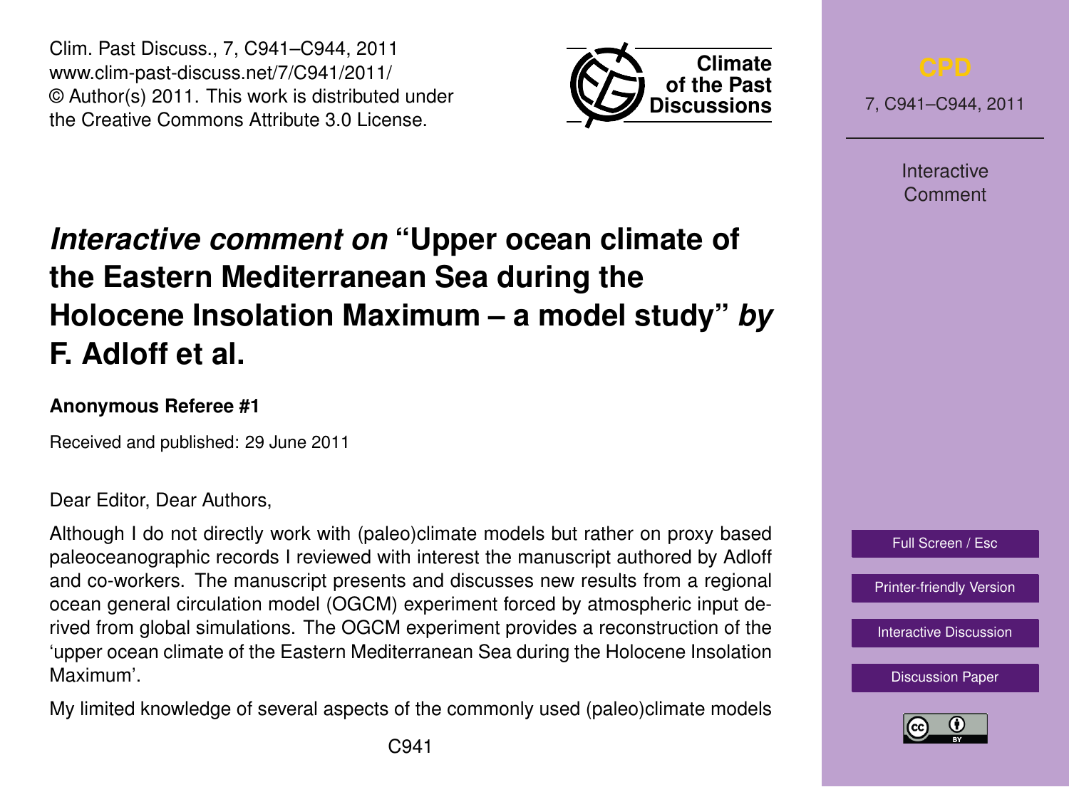# *Interactive comment on* "Upper ocean climate of the Eastern Mediterranean Sea during the Holocene Insolation Maximum – a model study" *by* F. Adloff et al.

**Anonymous Referee #1**

Received and published: 29 June 2011

Dear Editor, Dear Authors,

Although I do not directly work with (paleo)climate models but rather on proxy based paleoceanographic records I reviewed with interest the manuscript authored by Adloff and co-workers. The manuscript presents and discusses new results from a regional ocean general circulation model (OGCM) experiment forced by atmospheric input derived from global simulations. The OGCM experiment provides a reconstruction of the 'upper ocean climate of the Eastern Mediterranean Sea during the Holocene Insolation Maximum'.

My limited knowledge of several aspects of the commonly used (paleo)climate models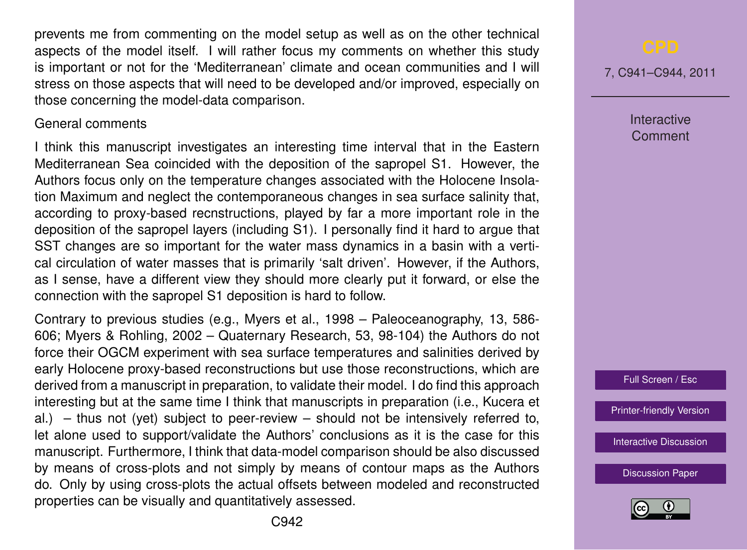prevents me from commenting on the model setup as well as on the other technical aspects of the model itself. I will rather focus my comments on whether this study is important or not for the 'Mediterranean' climate and ocean communities and I will stress on those aspects that will need to be developed and/or improved, especially on those concerning the model-data comparison.

## General comments

I think this manuscript investigates an interesting time interval that in the Eastern Mediterranean Sea coincided with the deposition of the sapropel S1. However, the Authors focus only on the temperature changes associated with the Holocene Insolation Maximum and neglect the contemporaneous changes in sea surface salinity that, according to proxy-based recnstructions, played by far a more important role in the deposition of the sapropel layers (including S1). I personally find it hard to argue that SST changes are so important for the water mass dynamics in a basin with a vertical circulation of water masses that is primarily 'salt driven'. However, if the Authors, as I sense, have a different view they should more clearly put it forward, or else the connection with the sapropel S1 deposition is hard to follow.

Contrary to previous studies (e.g., Myers et al., 1998 – Paleoceanography, 13, 586-606; Myers & Rohling, 2002 – Quaternary Research, 53, 98-104) the Authors do not force their OGCM experiment with sea surface temperatures and salinities derived by early Holocene proxy-based reconstructions but use those reconstructions, which are derived from a manuscript in preparation, to validate their model. I do find this approach interesting but at the same time I think that manuscripts in preparation (i.e., Kucera et al.) – thus not (yet) subject to peer-review – should not be intensively referred to, let alone used to support/validate the Authors' conclusions as it is the case for this manuscript. Furthermore, I think that data-model comparison should be also discussed by means of cross-plots and not simply by means of contour maps as the Authors do. Only by using cross-plots the actual offsets between modeled and reconstructed properties can be visually and quantitatively assessed.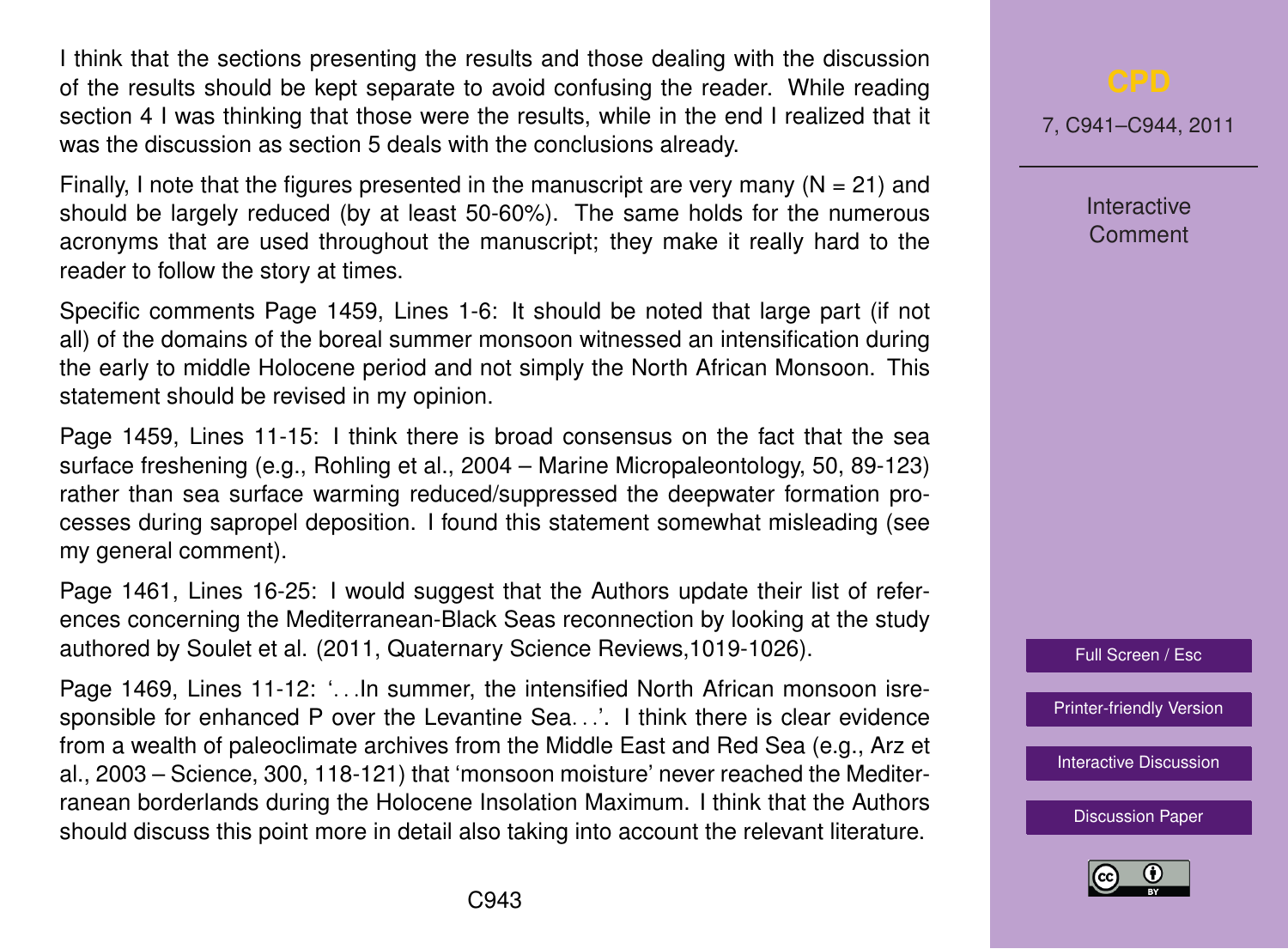I think that the sections presenting the results and those dealing with the discussion of the results should be kept separate to avoid confusing the reader. While reading section 4 I was thinking that those were the results, while in the end I realized that it was the discussion as section 5 deals with the conclusions already.

Finally, I note that the figures presented in the manuscript are very many (N = 21) and should be largely reduced (by at least 50-60%). The same holds for the numerous acronyms that are used throughout the manuscript; they make it really hard to the reader to follow the story at times.

Specific comments Page 1459, Lines 1-6: It should be noted that large part (if not all) of the domains of the boreal summer monsoon witnessed an intensification during the early to middle Holocene period and not simply the North African Monsoon. This statement should be revised in my opinion.

Page 1459, Lines 11-15: I think there is broad consensus on the fact that the sea surface freshening (e.g., Rohling et al., 2004 – Marine Micropaleontology, 50, 89-123) rather than sea surface warming reduced/suppressed the deepwater formation processes during sapropel deposition. I found this statement somewhat misleading (see my general comment).

Page 1461, Lines 16-25: I would suggest that the Authors update their list of references concerning the Mediterranean-Black Seas reconnection by looking at the study authored by Soulet et al. (2011, Quaternary Science Reviews,1019-1026).

Page 1469, Lines 11-12: '…In summer, the intensified North African monsoon isresponsible for enhanced P over the Levantine Sea…'. I think there is clear evidence from a wealth of paleoclimate archives from the Middle East and Red Sea (e.g., Arz et al., 2003 – Science, 300, 118-121) that 'monsoon moisture' never reached the Mediterranean borderlands during the Holocene Insolation Maximum. I think that the Authors should discuss this point more in detail also taking into account the relevant literature.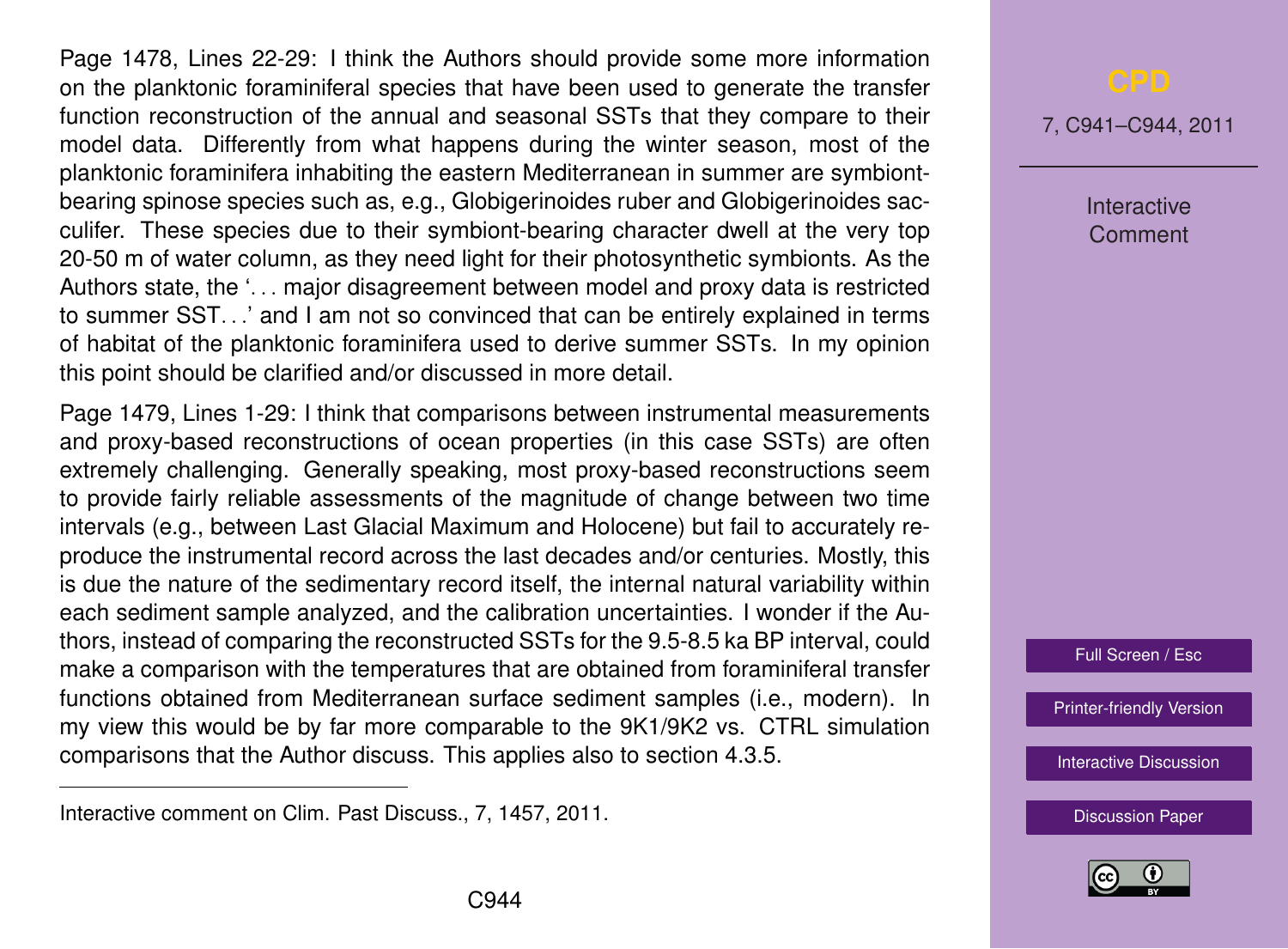Page 1478, Lines 22-29: I think the Authors should provide some more information on the planktonic foraminiferal species that have been used to generate the transfer function reconstruction of the annual and seasonal SSTs that they compare to their model data. Differently from what happens during the winter season, most of the planktonic foraminifera inhabiting the eastern Mediterranean in summer are symbiont-bearing spinose species such as, e.g., Globigerinoides ruber and Globigerinoides sacculifer. These species due to their symbiont-bearing character dwell at the very top 20-50 m of water column, as they need light for their photosynthetic symbionts. As the Authors state, the '. . . major disagreement between model and proxy data is restricted to summer SST. . .' and I am not so convinced that can be entirely explained in terms of habitat of the planktonic foraminifera used to derive summer SSTs. In my opinion this point should be clarified and/or discussed in more detail.

Page 1479, Lines 1-29: I think that comparisons between instrumental measurements and proxy-based reconstructions of ocean properties (in this case SSTs) are often extremely challenging. Generally speaking, most proxy-based reconstructions seem to provide fairly reliable assessments of the magnitude of change between two time intervals (e.g., between Last Glacial Maximum and Holocene) but fail to accurately reproduce the instrumental record across the last decades and/or centuries. Mostly, this is due the nature of the sedimentary record itself, the internal natural variability within each sediment sample analyzed, and the calibration uncertainties. I wonder if the Authors, instead of comparing the reconstructed SSTs for the 9.5-8.5 ka BP interval, could make a comparison with the temperatures that are obtained from foraminiferal transfer functions obtained from Mediterranean surface sediment samples (i.e., modern). In my view this would be by far more comparable to the 9K1/9K2 vs. CTRL simulation comparisons that the Author discuss. This applies also to section 4.3.5.

Interactive comment on Clim. Past Discuss., 7, 1457, 2011.